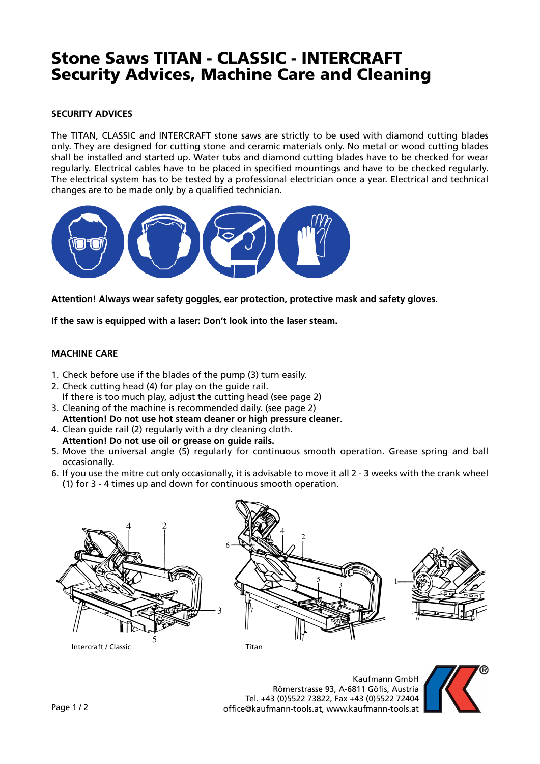# Stone Saws TITAN - CLASSIC - INTERCRAFT Security Advices, Machine Care and Cleaning

## SECURITY ADVICES

The TITAN, CLASSIC and INTERCRAFT stone saws are strictly to be used with diamond cutting blades only. They are designed for cutting stone and ceramic materials only. No metal or wood cutting blades shall be installed and started up. Water tubs and diamond cutting blades have to be checked for wear regularly. Electrical cables have to be placed in specified mountings and have to be checked regularly. The electrical system has to be tested by a professional electrician once a year. Electrical and technical changes are to be made only by a qualified technician.

**Attention! Always wear safety goggles, ear protection, protective mask and safety gloves.**

**If the saw is equipped with a laser: Don't look into the laser steam.**

## MACHINE CARE

1. Check before use if the blades of the pump (3) turn easily.
2. Check cutting head (4) for play on the guide rail.
   If there is too much play, adjust the cutting head (see page 2)
3. Cleaning of the machine is recommended daily. (see page 2)
   **Attention! Do not use hot steam cleaner or high pressure cleaner**.
4. Clean guide rail (2) regularly with a dry cleaning cloth.
   **Attention! Do not use oil or grease on guide rails.**
5. Move the universal angle (5) regularly for continuous smooth operation. Grease spring and ball occasionally.
6. If you use the mitre cut only occasionally, it is advisable to move it all 2 - 3 weeks with the crank wheel (1) for 3 - 4 times up and down for continuous smooth operation.

Intercraft / Classic

Titan

Kaufmann GmbH
Römerstrasse 93, A-6811 Göfis, Austria
Tel. +43 (0)5522 73822, Fax +43 (0)5522 72404
office@kaufmann-tools.at, www.kaufmann-tools.at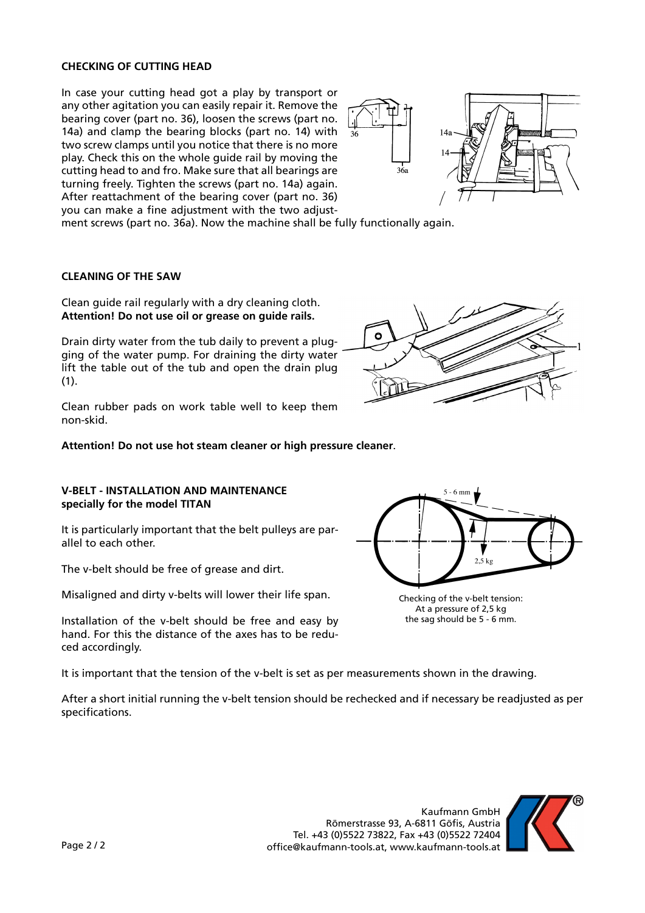## CHECKING OF CUTTING HEAD

In case your cutting head got a play by transport or any other agitation you can easily repair it. Remove the bearing cover (part no. 36), loosen the screws (part no. 14a) and clamp the bearing blocks (part no. 14) with two screw clamps until you notice that there is no more play. Check this on the whole guide rail by moving the cutting head to and fro. Make sure that all bearings are turning freely. Tighten the screws (part no. 14a) again. After reattachment of the bearing cover (part no. 36) you can make a fine adjustment with the two adjustment screws (part no. 36a). Now the machine shall be fully functionally again.

## CLEANING OF THE SAW

Clean guide rail regularly with a dry cleaning cloth.
**Attention! Do not use oil or grease on guide rails.**

Drain dirty water from the tub daily to prevent a plugging of the water pump. For draining the dirty water lift the table out of the tub and open the drain plug (1).

Clean rubber pads on work table well to keep them non-skid.

**Attention! Do not use hot steam cleaner or high pressure cleaner**.

## V-BELT - INSTALLATION AND MAINTENANCE specially for the model TITAN

It is particularly important that the belt pulleys are parallel to each other.

The v-belt should be free of grease and dirt.

Misaligned and dirty v-belts will lower their life span.

Installation of the v-belt should be free and easy by hand. For this the distance of the axes has to be reduced accordingly.

5 - 6 mm

2,5 kg

Checking of the v-belt tension:
At a pressure of 2,5 kg
the sag should be 5 - 6 mm.

It is important that the tension of the v-belt is set as per measurements shown in the drawing.

After a short initial running the v-belt tension should be rechecked and if necessary be readjusted as per specifications.

Kaufmann GmbH
Römerstrasse 93, A-6811 Göfis, Austria
Tel. +43 (0)5522 73822, Fax +43 (0)5522 72404
office@kaufmann-tools.at, www.kaufmann-tools.at